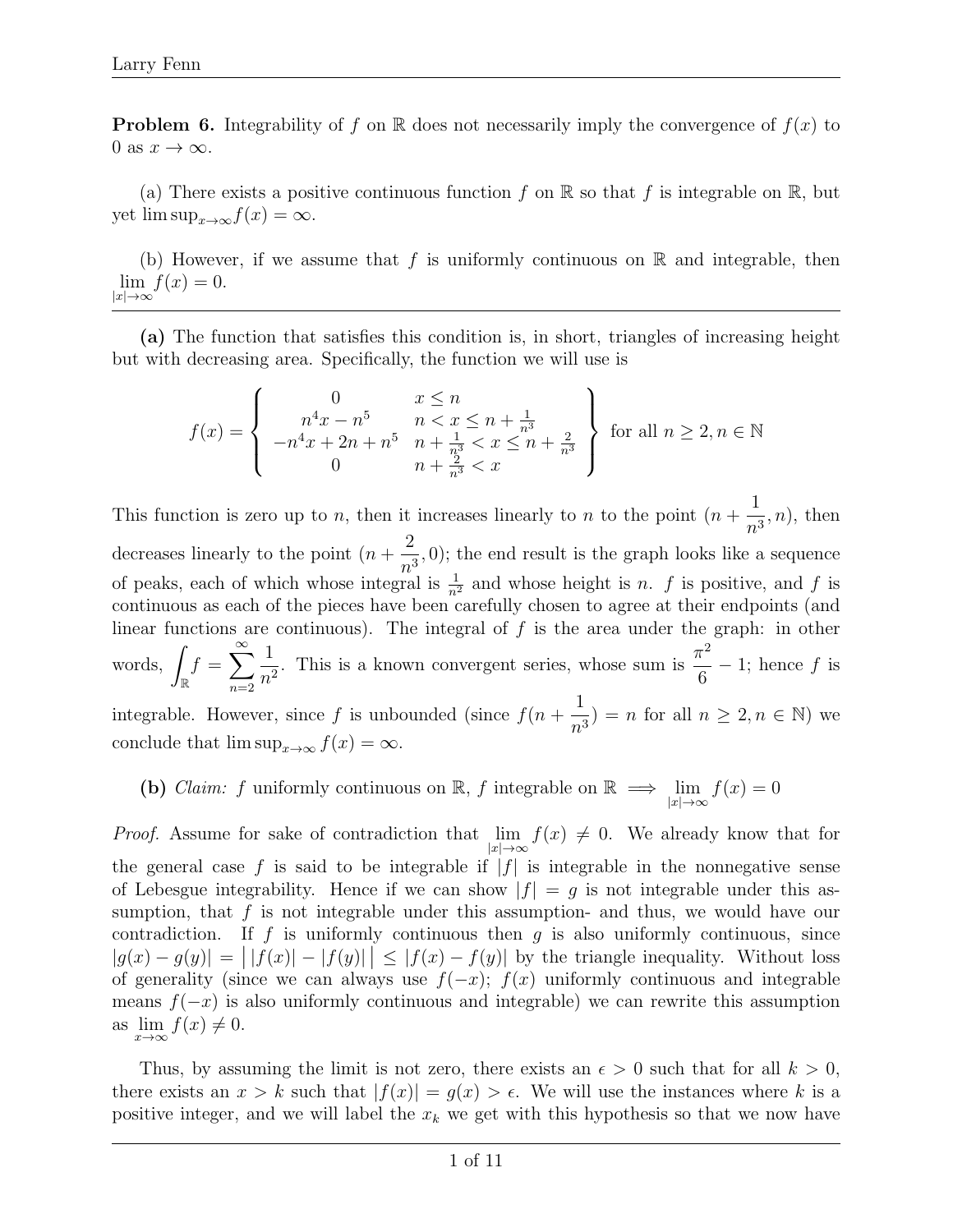**Problem 6.** Integrability of $f$ on $\mathbb{R}$ does not necessarily imply the convergence of $f(x)$ to 0 as $x \to \infty$.

(a) There exists a positive continuous function $f$ on $\mathbb{R}$ so that $f$ is integrable on $\mathbb{R}$, but yet $\limsup_{x\to\infty} f(x) = \infty$.

(b) However, if we assume that $f$ is uniformly continuous on $\mathbb{R}$ and integrable, then $\lim\limits_{|x|\to\infty} f(x) = 0$.

---

**(a)** The function that satisfies this condition is, in short, triangles of increasing height but with decreasing area. Specifically, the function we will use is

$$f(x) = \left\{ \begin{array}{cc} 0 & x \leq n \\ n^4 x - n^5 & n < x \leq n + \frac{1}{n^3} \\ -n^4 x + 2n + n^5 & n + \frac{1}{n^3} < x \leq n + \frac{2}{n^3} \\ 0 & n + \frac{2}{n^3} < x \end{array} \right\} \text{ for all } n \geq 2, n \in \mathbb{N}$$

This function is zero up to $n$, then it increases linearly to $n$ to the point $(n + \dfrac{1}{n^3}, n)$, then decreases linearly to the point $(n + \dfrac{2}{n^3}, 0)$; the end result is the graph looks like a sequence of peaks, each of which whose integral is $\frac{1}{n^2}$ and whose height is $n$. $f$ is positive, and $f$ is continuous as each of the pieces have been carefully chosen to agree at their endpoints (and linear functions are continuous). The integral of $f$ is the area under the graph: in other words, $\displaystyle\int_{\mathbb{R}} f = \sum_{n=2}^{\infty} \frac{1}{n^2}$. This is a known convergent series, whose sum is $\dfrac{\pi^2}{6} - 1$; hence $f$ is integrable. However, since $f$ is unbounded (since $f(n + \dfrac{1}{n^3}) = n$ for all $n \geq 2, n \in \mathbb{N}$) we conclude that $\limsup_{x\to\infty} f(x) = \infty$.

**(b)** *Claim:* $f$ uniformly continuous on $\mathbb{R}$, $f$ integrable on $\mathbb{R} \implies \lim\limits_{|x|\to\infty} f(x) = 0$

*Proof.* Assume for sake of contradiction that $\lim\limits_{|x|\to\infty} f(x) \neq 0$. We already know that for the general case $f$ is said to be integrable if $|f|$ is integrable in the nonnegative sense of Lebesgue integrability. Hence if we can show $|f| = g$ is not integrable under this assumption, that $f$ is not integrable under this assumption- and thus, we would have our contradiction. If $f$ is uniformly continuous then $g$ is also uniformly continuous, since $|g(x) - g(y)| = \big|\, |f(x)| - |f(y)| \,\big| \leq |f(x) - f(y)|$ by the triangle inequality. Without loss of generality (since we can always use $f(-x)$; $f(x)$ uniformly continuous and integrable means $f(-x)$ is also uniformly continuous and integrable) we can rewrite this assumption as $\lim\limits_{x\to\infty} f(x) \neq 0$.

Thus, by assuming the limit is not zero, there exists an $\epsilon > 0$ such that for all $k > 0$, there exists an $x > k$ such that $|f(x)| = g(x) > \epsilon$. We will use the instances where $k$ is a positive integer, and we will label the $x_k$ we get with this hypothesis so that we now have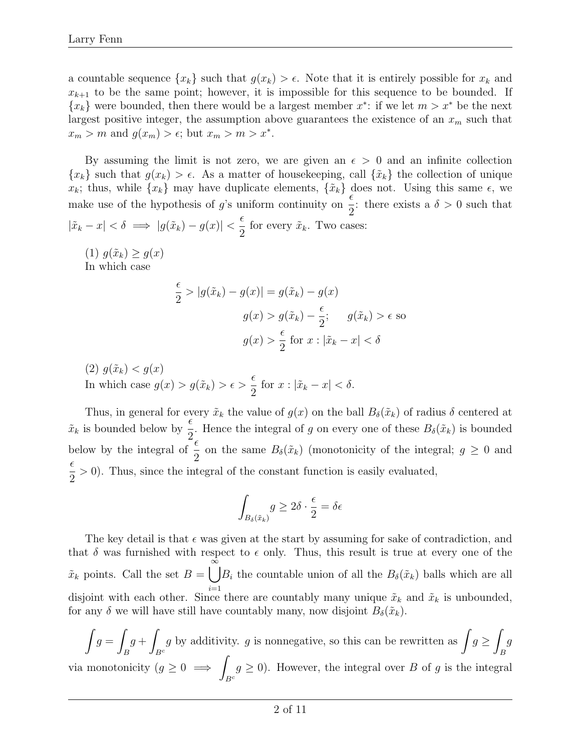a countable sequence $\{x_k\}$ such that $g(x_k) > \epsilon$. Note that it is entirely possible for $x_k$ and $x_{k+1}$ to be the same point; however, it is impossible for this sequence to be bounded. If $\{x_k\}$ were bounded, then there would be a largest member $x^*$: if we let $m > x^*$ be the next largest positive integer, the assumption above guarantees the existence of an $x_m$ such that $x_m > m$ and $g(x_m) > \epsilon$; but $x_m > m > x^*$.

By assuming the limit is not zero, we are given an $\epsilon > 0$ and an infinite collection $\{x_k\}$ such that $g(x_k) > \epsilon$. As a matter of housekeeping, call $\{\tilde{x}_k\}$ the collection of unique $x_k$; thus, while $\{x_k\}$ may have duplicate elements, $\{\tilde{x}_k\}$ does not. Using this same $\epsilon$, we make use of the hypothesis of $g$'s uniform continuity on $\frac{\epsilon}{2}$: there exists a $\delta > 0$ such that $|\tilde{x}_k - x| < \delta \implies |g(\tilde{x}_k) - g(x)| < \frac{\epsilon}{2}$ for every $\tilde{x}_k$. Two cases:

(1) $g(\tilde{x}_k) \geq g(x)$
In which case

$$\frac{\epsilon}{2} > |g(\tilde{x}_k) - g(x)| = g(\tilde{x}_k) - g(x)$$

$$g(x) > g(\tilde{x}_k) - \frac{\epsilon}{2}; \qquad g(\tilde{x}_k) > \epsilon \text{ so}$$

$$g(x) > \frac{\epsilon}{2} \text{ for } x : |\tilde{x}_k - x| < \delta$$

(2) $g(\tilde{x}_k) < g(x)$
In which case $g(x) > g(\tilde{x}_k) > \epsilon > \frac{\epsilon}{2}$ for $x : |\tilde{x}_k - x| < \delta$.

Thus, in general for every $\tilde{x}_k$ the value of $g(x)$ on the ball $B_\delta(\tilde{x}_k)$ of radius $\delta$ centered at $\tilde{x}_k$ is bounded below by $\frac{\epsilon}{2}$. Hence the integral of $g$ on every one of these $B_\delta(\tilde{x}_k)$ is bounded below by the integral of $\frac{\epsilon}{2}$ on the same $B_\delta(\tilde{x}_k)$ (monotonicity of the integral; $g \geq 0$ and $\frac{\epsilon}{2} > 0$). Thus, since the integral of the constant function is easily evaluated,

$$\int_{B_\delta(\tilde{x}_k)} g \geq 2\delta \cdot \frac{\epsilon}{2} = \delta\epsilon$$

The key detail is that $\epsilon$ was given at the start by assuming for sake of contradiction, and that $\delta$ was furnished with respect to $\epsilon$ only. Thus, this result is true at every one of the $\tilde{x}_k$ points. Call the set $B = \bigcup_{i=1}^{\infty} B_i$ the countable union of all the $B_\delta(\tilde{x}_k)$ balls which are all disjoint with each other. Since there are countably many unique $\tilde{x}_k$ and $\tilde{x}_k$ is unbounded, for any $\delta$ we will have still have countably many, now disjoint $B_\delta(\tilde{x}_k)$.

$\int g = \int_B g + \int_{B^c} g$ by additivity. $g$ is nonnegative, so this can be rewritten as $\int g \geq \int_B g$ via monotonicity ($g \geq 0 \implies \int_{B^c} g \geq 0$). However, the integral over $B$ of $g$ is the integral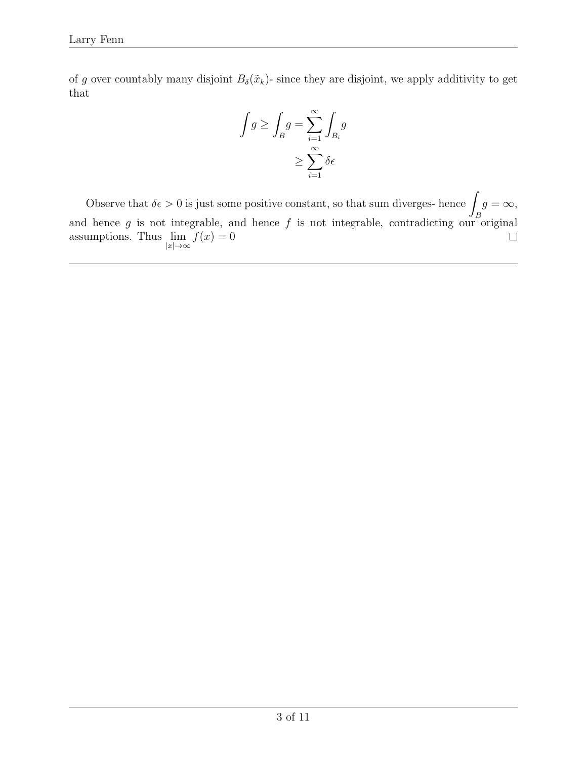of $g$ over countably many disjoint $B_\delta(\tilde{x}_k)$- since they are disjoint, we apply additivity to get that

$$
\begin{aligned}
\int g \geq \int_B g &= \sum_{i=1}^{\infty} \int_{B_i} g \\
&\geq \sum_{i=1}^{\infty} \delta\epsilon
\end{aligned}
$$

Observe that $\delta\epsilon > 0$ is just some positive constant, so that sum diverges- hence $\displaystyle\int_B g = \infty$, and hence $g$ is not integrable, and hence $f$ is not integrable, contradicting our original assumptions. Thus $\displaystyle\lim_{|x|\to\infty} f(x) = 0$ □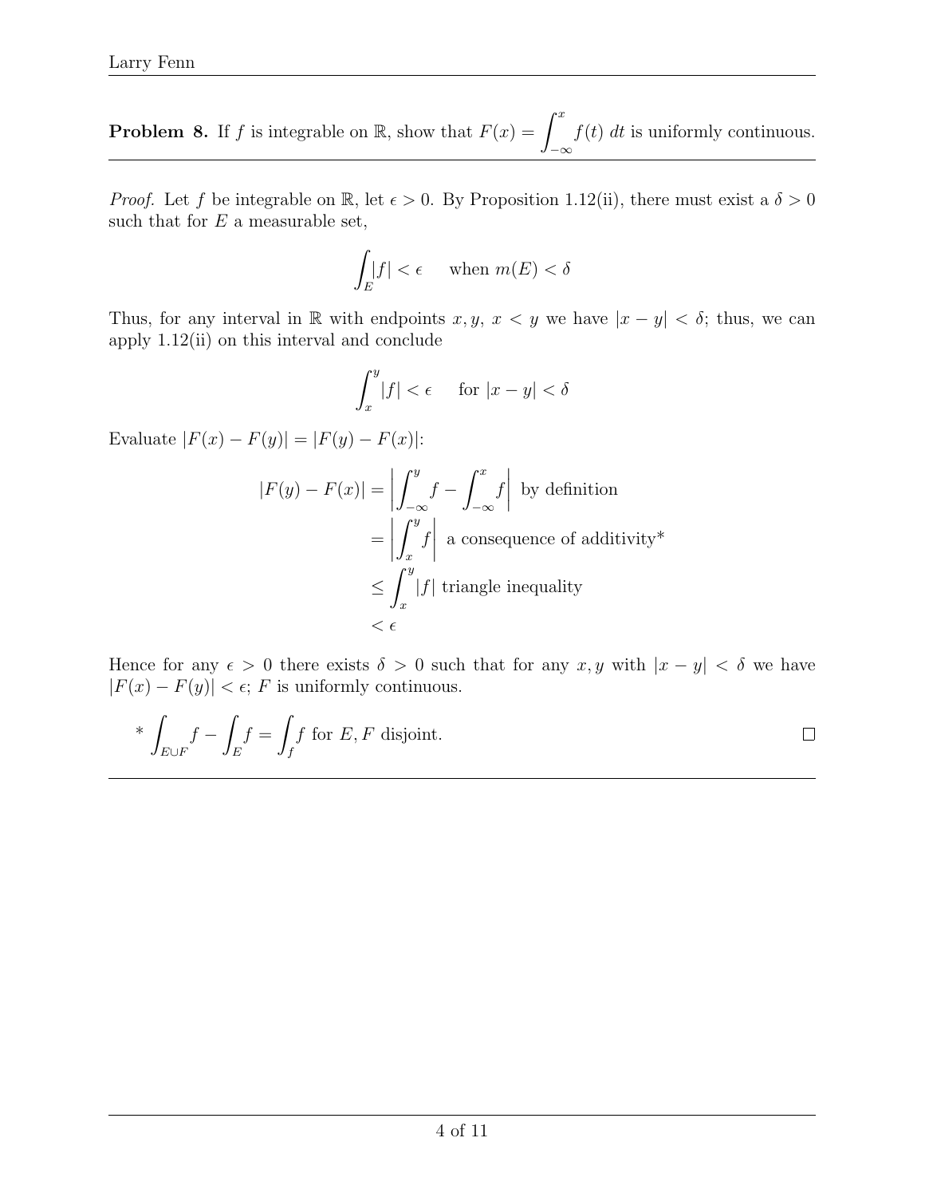**Problem 8.** If $f$ is integrable on $\mathbb{R}$, show that $F(x) = \displaystyle\int_{-\infty}^{x} f(t)\, dt$ is uniformly continuous.

---

*Proof.* Let $f$ be integrable on $\mathbb{R}$, let $\epsilon > 0$. By Proposition 1.12(ii), there must exist a $\delta > 0$ such that for $E$ a measurable set,

$$\int_E |f| < \epsilon \qquad \text{when } m(E) < \delta$$

Thus, for any interval in $\mathbb{R}$ with endpoints $x, y$, $x < y$ we have $|x - y| < \delta$; thus, we can apply 1.12(ii) on this interval and conclude

$$\int_x^y |f| < \epsilon \qquad \text{for } |x - y| < \delta$$

Evaluate $|F(x) - F(y)| = |F(y) - F(x)|$:

$$\begin{aligned}
|F(y) - F(x)| &= \left| \int_{-\infty}^{y} f - \int_{-\infty}^{x} f \right| \text{ by definition} \\
&= \left| \int_x^y f \right| \text{ a consequence of additivity*} \\
&\leq \int_x^y |f| \text{ triangle inequality} \\
&< \epsilon
\end{aligned}$$

Hence for any $\epsilon > 0$ there exists $\delta > 0$ such that for any $x, y$ with $|x - y| < \delta$ we have $|F(x) - F(y)| < \epsilon$; $F$ is uniformly continuous.

\* $\displaystyle\int_{E \cup F} f - \int_E f = \int_f f$ for $E, F$ disjoint. □

---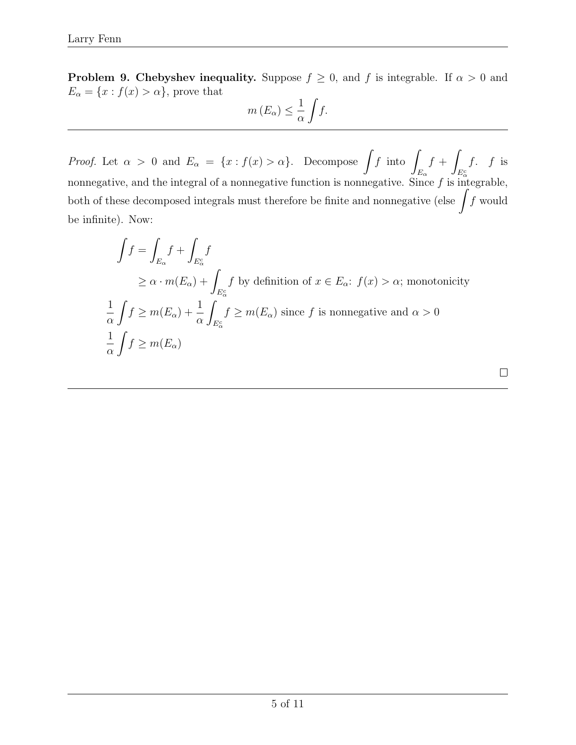**Problem 9. Chebyshev inequality.** Suppose $f \geq 0$, and $f$ is integrable. If $\alpha > 0$ and $E_\alpha = \{x : f(x) > \alpha\}$, prove that

$$m(E_\alpha) \leq \frac{1}{\alpha} \int f.$$

---

*Proof.* Let $\alpha > 0$ and $E_\alpha = \{x : f(x) > \alpha\}$. Decompose $\int f$ into $\int_{E_\alpha} f + \int_{E_\alpha^c} f$. $f$ is nonnegative, and the integral of a nonnegative function is nonnegative. Since $f$ is integrable, both of these decomposed integrals must therefore be finite and nonnegative (else $\int f$ would be infinite). Now:

$$
\begin{aligned}
\int f &= \int_{E_\alpha} f + \int_{E_\alpha^c} f \\
&\geq \alpha \cdot m(E_\alpha) + \int_{E_\alpha^c} f \text{ by definition of } x \in E_\alpha\text{: } f(x) > \alpha\text{; monotonicity} \\
\frac{1}{\alpha} \int f &\geq m(E_\alpha) + \frac{1}{\alpha} \int_{E_\alpha^c} f \geq m(E_\alpha) \text{ since } f \text{ is nonnegative and } \alpha > 0 \\
\frac{1}{\alpha} \int f &\geq m(E_\alpha)
\end{aligned}
$$

□

---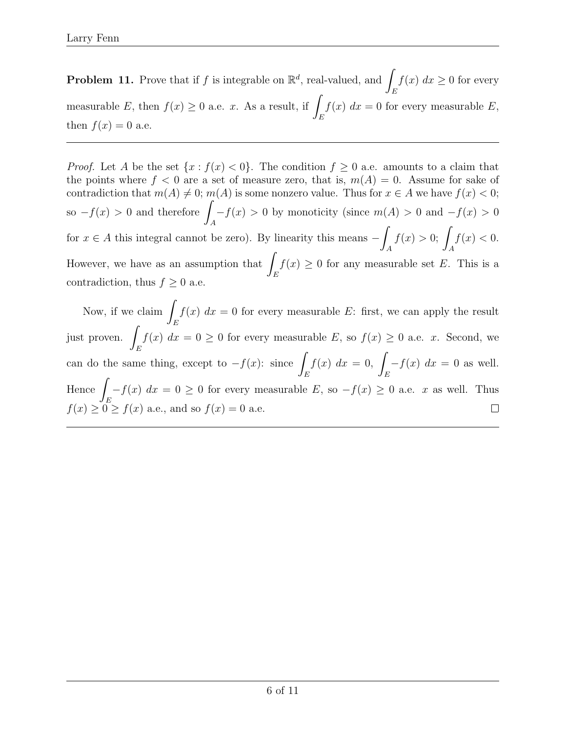**Problem 11.** Prove that if $f$ is integrable on $\mathbb{R}^d$, real-valued, and $\int_E f(x)\,dx \geq 0$ for every measurable $E$, then $f(x) \geq 0$ a.e. $x$. As a result, if $\int_E f(x)\,dx = 0$ for every measurable $E$, then $f(x) = 0$ a.e.

---

*Proof.* Let $A$ be the set $\{x : f(x) < 0\}$. The condition $f \geq 0$ a.e. amounts to a claim that the points where $f < 0$ are a set of measure zero, that is, $m(A) = 0$. Assume for sake of contradiction that $m(A) \neq 0$; $m(A)$ is some nonzero value. Thus for $x \in A$ we have $f(x) < 0$; so $-f(x) > 0$ and therefore $\int_A -f(x) > 0$ by monoticity (since $m(A) > 0$ and $-f(x) > 0$ for $x \in A$ this integral cannot be zero). By linearity this means $-\int_A f(x) > 0$; $\int_A f(x) < 0$. However, we have as an assumption that $\int_E f(x) \geq 0$ for any measurable set $E$. This is a contradiction, thus $f \geq 0$ a.e.

Now, if we claim $\int_E f(x)\,dx = 0$ for every measurable $E$: first, we can apply the result just proven. $\int_E f(x)\,dx = 0 \geq 0$ for every measurable $E$, so $f(x) \geq 0$ a.e. $x$. Second, we can do the same thing, except to $-f(x)$: since $\int_E f(x)\,dx = 0$, $\int_E -f(x)\,dx = 0$ as well. Hence $\int_E -f(x)\,dx = 0 \geq 0$ for every measurable $E$, so $-f(x) \geq 0$ a.e. $x$ as well. Thus $f(x) \geq 0 \geq f(x)$ a.e., and so $f(x) = 0$ a.e. □

---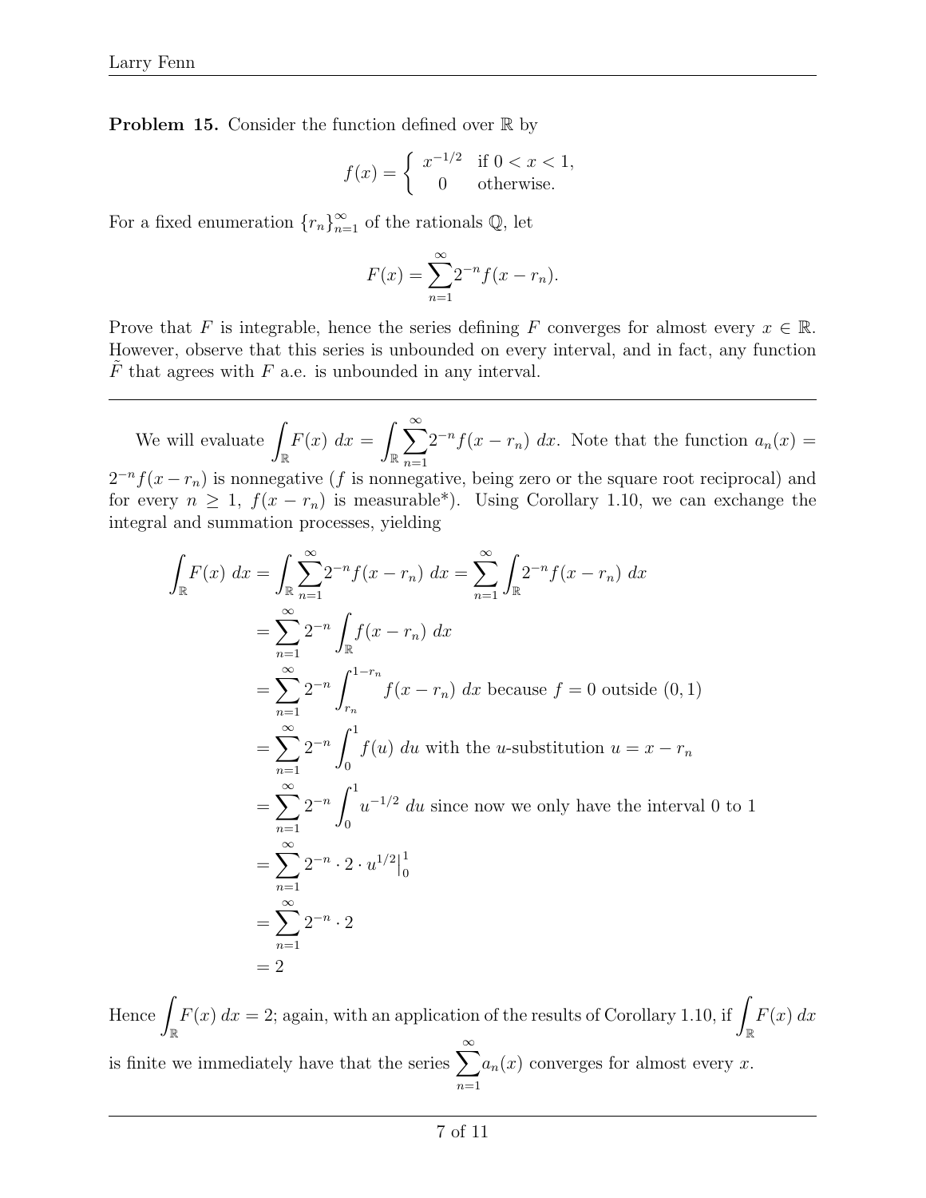**Problem 15.** Consider the function defined over $\mathbb{R}$ by

$$f(x) = \begin{cases} x^{-1/2} & \text{if } 0 < x < 1, \\ 0 & \text{otherwise.} \end{cases}$$

For a fixed enumeration $\{r_n\}_{n=1}^{\infty}$ of the rationals $\mathbb{Q}$, let

$$F(x) = \sum_{n=1}^{\infty} 2^{-n} f(x - r_n).$$

Prove that $F$ is integrable, hence the series defining $F$ converges for almost every $x \in \mathbb{R}$. However, observe that this series is unbounded on every interval, and in fact, any function $\tilde{F}$ that agrees with $F$ a.e. is unbounded in any interval.

---

We will evaluate $\displaystyle\int_{\mathbb{R}} F(x)\ dx = \int_{\mathbb{R}} \sum_{n=1}^{\infty} 2^{-n} f(x - r_n)\ dx$. Note that the function $a_n(x) = 2^{-n} f(x - r_n)$ is nonnegative ($f$ is nonnegative, being zero or the square root reciprocal) and for every $n \geq 1$, $f(x - r_n)$ is measurable*). Using Corollary 1.10, we can exchange the integral and summation processes, yielding

$$\begin{aligned}
\int_{\mathbb{R}} F(x)\ dx &= \int_{\mathbb{R}} \sum_{n=1}^{\infty} 2^{-n} f(x - r_n)\ dx = \sum_{n=1}^{\infty} \int_{\mathbb{R}} 2^{-n} f(x - r_n)\ dx \\
&= \sum_{n=1}^{\infty} 2^{-n} \int_{\mathbb{R}} f(x - r_n)\ dx \\
&= \sum_{n=1}^{\infty} 2^{-n} \int_{r_n}^{1 - r_n} f(x - r_n)\ dx \text{ because } f = 0 \text{ outside } (0,1) \\
&= \sum_{n=1}^{\infty} 2^{-n} \int_{0}^{1} f(u)\ du \text{ with the } u\text{-substitution } u = x - r_n \\
&= \sum_{n=1}^{\infty} 2^{-n} \int_{0}^{1} u^{-1/2}\ du \text{ since now we only have the interval 0 to 1} \\
&= \sum_{n=1}^{\infty} 2^{-n} \cdot 2 \cdot u^{1/2}\Big|_{0}^{1} \\
&= \sum_{n=1}^{\infty} 2^{-n} \cdot 2 \\
&= 2
\end{aligned}$$

Hence $\displaystyle\int_{\mathbb{R}} F(x)\ dx = 2$; again, with an application of the results of Corollary 1.10, if $\displaystyle\int_{\mathbb{R}} F(x)\ dx$ is finite we immediately have that the series $\displaystyle\sum_{n=1}^{\infty} a_n(x)$ converges for almost every $x$.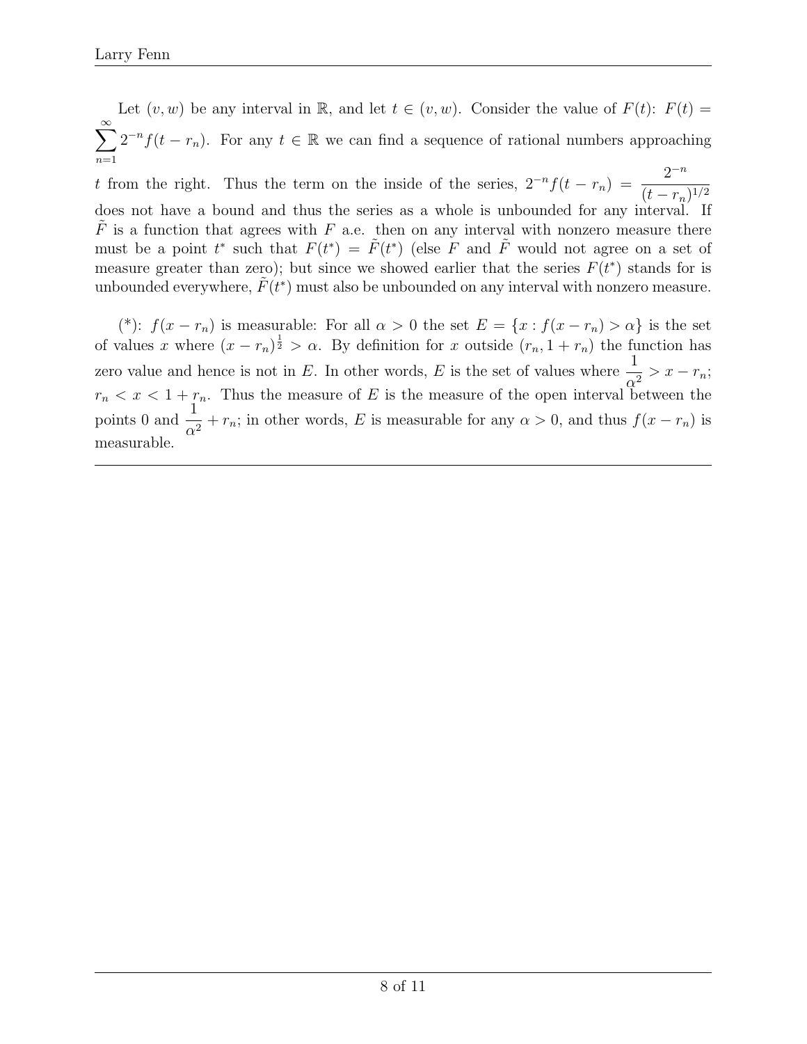Let $(v, w)$ be any interval in $\mathbb{R}$, and let $t \in (v, w)$. Consider the value of $F(t)$: $F(t) = \sum_{n=1}^{\infty} 2^{-n} f(t - r_n)$. For any $t \in \mathbb{R}$ we can find a sequence of rational numbers approaching $t$ from the right. Thus the term on the inside of the series, $2^{-n} f(t - r_n) = \frac{2^{-n}}{(t - r_n)^{1/2}}$ does not have a bound and thus the series as a whole is unbounded for any interval. If $\tilde{F}$ is a function that agrees with $F$ a.e. then on any interval with nonzero measure there must be a point $t^*$ such that $F(t^*) = \tilde{F}(t^*)$ (else $F$ and $\tilde{F}$ would not agree on a set of measure greater than zero); but since we showed earlier that the series $F(t^*)$ stands for is unbounded everywhere, $\tilde{F}(t^*)$ must also be unbounded on any interval with nonzero measure.

(*): $f(x - r_n)$ is measurable: For all $\alpha > 0$ the set $E = \{x : f(x - r_n) > \alpha\}$ is the set of values $x$ where $(x - r_n)^{\frac{1}{2}} > \alpha$. By definition for $x$ outside $(r_n, 1 + r_n)$ the function has zero value and hence is not in $E$. In other words, $E$ is the set of values where $\frac{1}{\alpha^2} > x - r_n$; $r_n < x < 1 + r_n$. Thus the measure of $E$ is the measure of the open interval between the points 0 and $\frac{1}{\alpha^2} + r_n$; in other words, $E$ is measurable for any $\alpha > 0$, and thus $f(x - r_n)$ is measurable.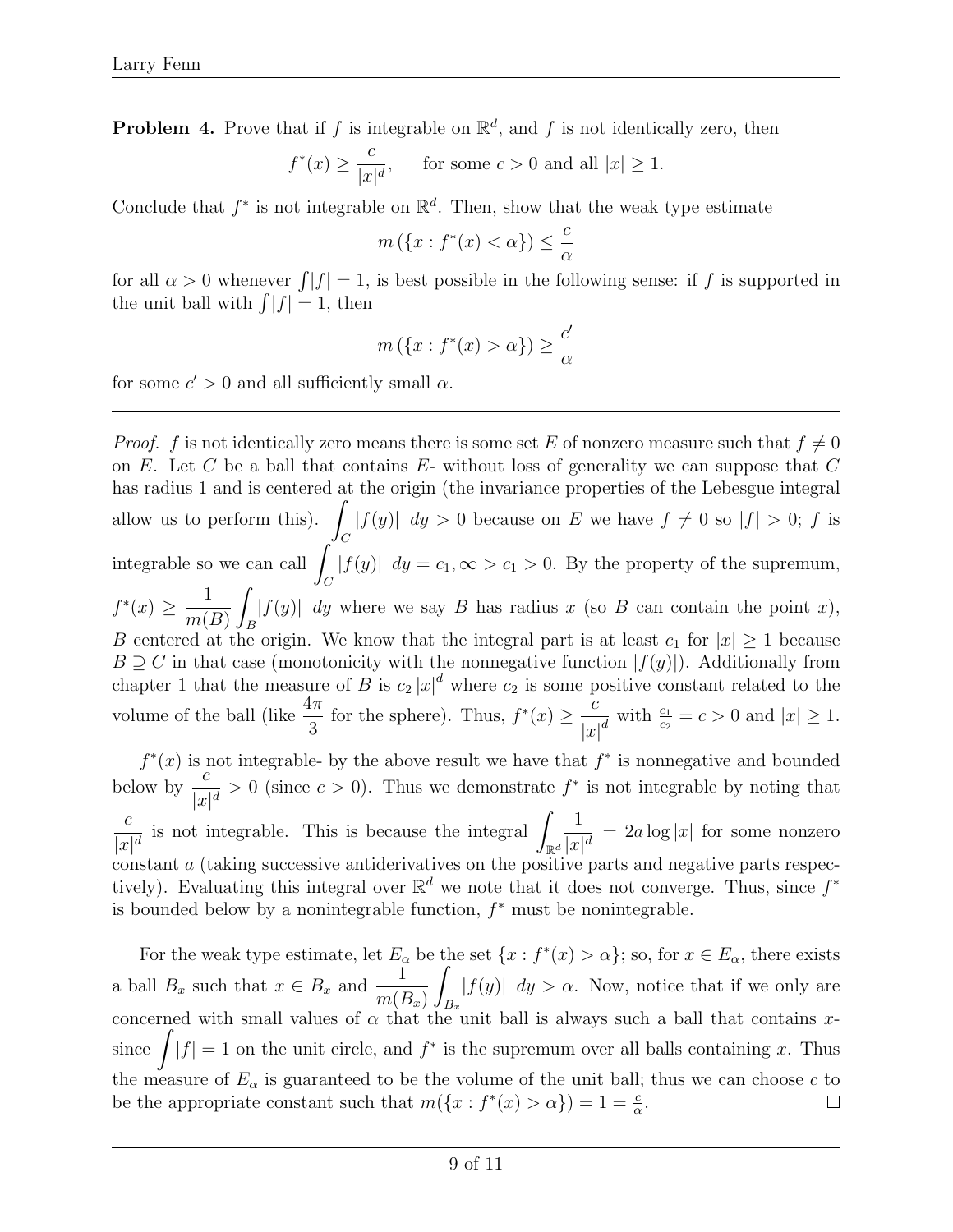**Problem 4.** Prove that if $f$ is integrable on $\mathbb{R}^d$, and $f$ is not identically zero, then

$$f^*(x) \geq \frac{c}{|x|^d}, \qquad \text{for some } c > 0 \text{ and all } |x| \geq 1.$$

Conclude that $f^*$ is not integrable on $\mathbb{R}^d$. Then, show that the weak type estimate

$$m\left(\{x : f^*(x) < \alpha\}\right) \leq \frac{c}{\alpha}$$

for all $\alpha > 0$ whenever $\int |f| = 1$, is best possible in the following sense: if $f$ is supported in the unit ball with $\int |f| = 1$, then

$$m\left(\{x : f^*(x) > \alpha\}\right) \geq \frac{c'}{\alpha}$$

for some $c' > 0$ and all sufficiently small $\alpha$.

---

*Proof.* $f$ is not identically zero means there is some set $E$ of nonzero measure such that $f \neq 0$ on $E$. Let $C$ be a ball that contains $E$- without loss of generality we can suppose that $C$ has radius 1 and is centered at the origin (the invariance properties of the Lebesgue integral allow us to perform this). $\displaystyle\int_C |f(y)| \; dy > 0$ because on $E$ we have $f \neq 0$ so $|f| > 0$; $f$ is integrable so we can call $\displaystyle\int_C |f(y)| \; dy = c_1, \infty > c_1 > 0$. By the property of the supremum, $f^*(x) \geq \dfrac{1}{m(B)} \displaystyle\int_B |f(y)| \; dy$ where we say $B$ has radius $x$ (so $B$ can contain the point $x$), $B$ centered at the origin. We know that the integral part is at least $c_1$ for $|x| \geq 1$ because $B \supseteq C$ in that case (monotonicity with the nonnegative function $|f(y)|$). Additionally from chapter 1 that the measure of $B$ is $c_2 |x|^d$ where $c_2$ is some positive constant related to the volume of the ball (like $\dfrac{4\pi}{3}$ for the sphere). Thus, $f^*(x) \geq \dfrac{c}{|x|^d}$ with $\frac{c_1}{c_2} = c > 0$ and $|x| \geq 1$.

$f^*(x)$ is not integrable- by the above result we have that $f^*$ is nonnegative and bounded below by $\dfrac{c}{|x|^d} > 0$ (since $c > 0$). Thus we demonstrate $f^*$ is not integrable by noting that $\dfrac{c}{|x|^d}$ is not integrable. This is because the integral $\displaystyle\int_{\mathbb{R}^d} \frac{1}{|x|^d} = 2a \log |x|$ for some nonzero constant $a$ (taking successive antiderivatives on the positive parts and negative parts respectively). Evaluating this integral over $\mathbb{R}^d$ we note that it does not converge. Thus, since $f^*$ is bounded below by a nonintegrable function, $f^*$ must be nonintegrable.

For the weak type estimate, let $E_\alpha$ be the set $\{x : f^*(x) > \alpha\}$; so, for $x \in E_\alpha$, there exists a ball $B_x$ such that $x \in B_x$ and $\dfrac{1}{m(B_x)} \displaystyle\int_{B_x} |f(y)| \; dy > \alpha$. Now, notice that if we only are concerned with small values of $\alpha$ that the unit ball is always such a ball that contains $x$- since $\displaystyle\int |f| = 1$ on the unit circle, and $f^*$ is the supremum over all balls containing $x$. Thus the measure of $E_\alpha$ is guaranteed to be the volume of the unit ball; thus we can choose $c$ to be the appropriate constant such that $m(\{x : f^*(x) > \alpha\}) = 1 = \frac{c}{\alpha}$. ∎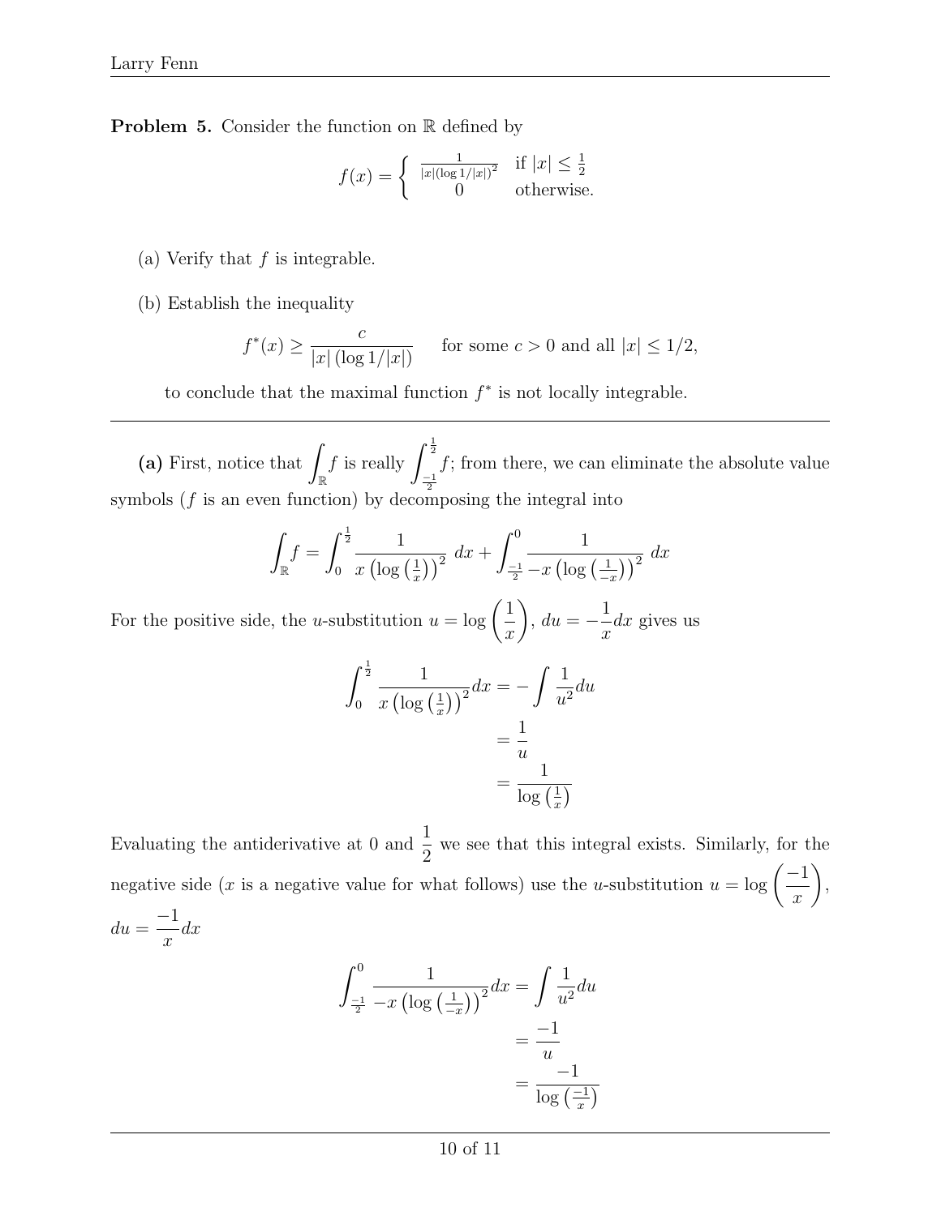**Problem 5.** Consider the function on $\mathbb{R}$ defined by

$$f(x) = \begin{cases} \frac{1}{|x|(\log 1/|x|)^2} & \text{if } |x| \leq \frac{1}{2} \\ 0 & \text{otherwise.} \end{cases}$$

(a) Verify that $f$ is integrable.

(b) Establish the inequality

$$f^*(x) \geq \frac{c}{|x|\left(\log 1/|x|\right)} \qquad \text{for some } c > 0 \text{ and all } |x| \leq 1/2,$$

to conclude that the maximal function $f^*$ is not locally integrable.

---

**(a)** First, notice that $\int_{\mathbb{R}} f$ is really $\int_{\frac{-1}{2}}^{\frac{1}{2}} f$; from there, we can eliminate the absolute value symbols ($f$ is an even function) by decomposing the integral into

$$\int_{\mathbb{R}} f = \int_0^{\frac{1}{2}} \frac{1}{x\left(\log\left(\frac{1}{x}\right)\right)^2}\ dx + \int_{\frac{-1}{2}}^{0} \frac{1}{-x\left(\log\left(\frac{1}{-x}\right)\right)^2}\ dx$$

For the positive side, the $u$-substitution $u = \log\left(\frac{1}{x}\right)$, $du = -\frac{1}{x}dx$ gives us

$$\begin{aligned}
\int_0^{\frac{1}{2}} \frac{1}{x\left(\log\left(\frac{1}{x}\right)\right)^2} dx &= -\int \frac{1}{u^2} du \\
&= \frac{1}{u} \\
&= \frac{1}{\log\left(\frac{1}{x}\right)}
\end{aligned}$$

Evaluating the antiderivative at 0 and $\frac{1}{2}$ we see that this integral exists. Similarly, for the negative side ($x$ is a negative value for what follows) use the $u$-substitution $u = \log\left(\frac{-1}{x}\right)$, $du = \frac{-1}{x}dx$

$$\begin{aligned}
\int_{\frac{-1}{2}}^{0} \frac{1}{-x\left(\log\left(\frac{1}{-x}\right)\right)^2} dx &= \int \frac{1}{u^2} du \\
&= \frac{-1}{u} \\
&= \frac{-1}{\log\left(\frac{-1}{x}\right)}
\end{aligned}$$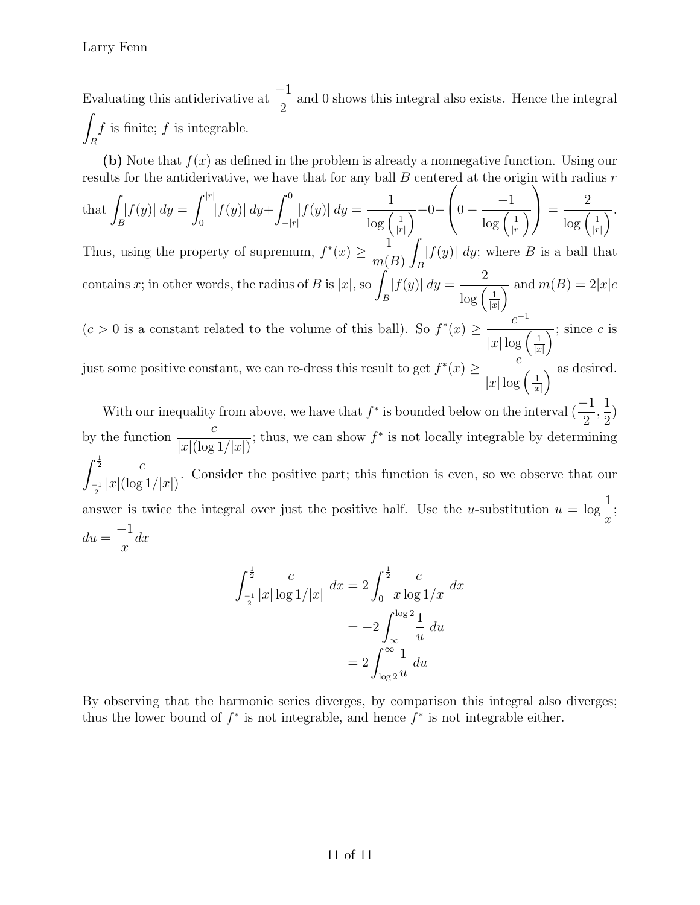Evaluating this antiderivative at $\dfrac{-1}{2}$ and 0 shows this integral also exists. Hence the integral $\displaystyle\int_R f$ is finite; $f$ is integrable.

**(b)** Note that $f(x)$ as defined in the problem is already a nonnegative function. Using our results for the antiderivative, we have that for any ball $B$ centered at the origin with radius $r$ that $\displaystyle\int_B |f(y)|\,dy = \int_0^{|r|}|f(y)|\,dy + \int_{-|r|}^{0}|f(y)|\,dy = \frac{1}{\log\left(\frac{1}{|r|}\right)} - 0 - \left(0 - \frac{-1}{\log\left(\frac{1}{|r|}\right)}\right) = \frac{2}{\log\left(\frac{1}{|r|}\right)}$. Thus, using the property of supremum, $f^*(x) \geq \dfrac{1}{m(B)}\displaystyle\int_B |f(y)|\,dy$; where $B$ is a ball that contains $x$; in other words, the radius of $B$ is $|x|$, so $\displaystyle\int_B |f(y)|\,dy = \frac{2}{\log\left(\frac{1}{|x|}\right)}$ and $m(B) = 2|x|c$ ($c > 0$ is a constant related to the volume of this ball). So $f^*(x) \geq \dfrac{c^{-1}}{|x|\log\left(\frac{1}{|x|}\right)}$; since $c$ is just some positive constant, we can re-dress this result to get $f^*(x) \geq \dfrac{c}{|x|\log\left(\frac{1}{|x|}\right)}$ as desired.

With our inequality from above, we have that $f^*$ is bounded below on the interval $(\frac{-1}{2}, \frac{1}{2})$ by the function $\dfrac{c}{|x|(\log 1/|x|)}$; thus, we can show $f^*$ is not locally integrable by determining $\displaystyle\int_{\frac{-1}{2}}^{\frac{1}{2}} \frac{c}{|x|(\log 1/|x|)}$. Consider the positive part; this function is even, so we observe that our answer is twice the integral over just the positive half. Use the $u$-substitution $u = \log\dfrac{1}{x}$; $du = \dfrac{-1}{x}dx$

$$
\begin{aligned}
\int_{\frac{-1}{2}}^{\frac{1}{2}} \frac{c}{|x|\log 1/|x|}\,dx &= 2\int_0^{\frac{1}{2}} \frac{c}{x\log 1/x}\,dx \\
&= -2\int_{\infty}^{\log 2} \frac{1}{u}\,du \\
&= 2\int_{\log 2}^{\infty} \frac{1}{u}\,du
\end{aligned}
$$

By observing that the harmonic series diverges, by comparison this integral also diverges; thus the lower bound of $f^*$ is not integrable, and hence $f^*$ is not integrable either.